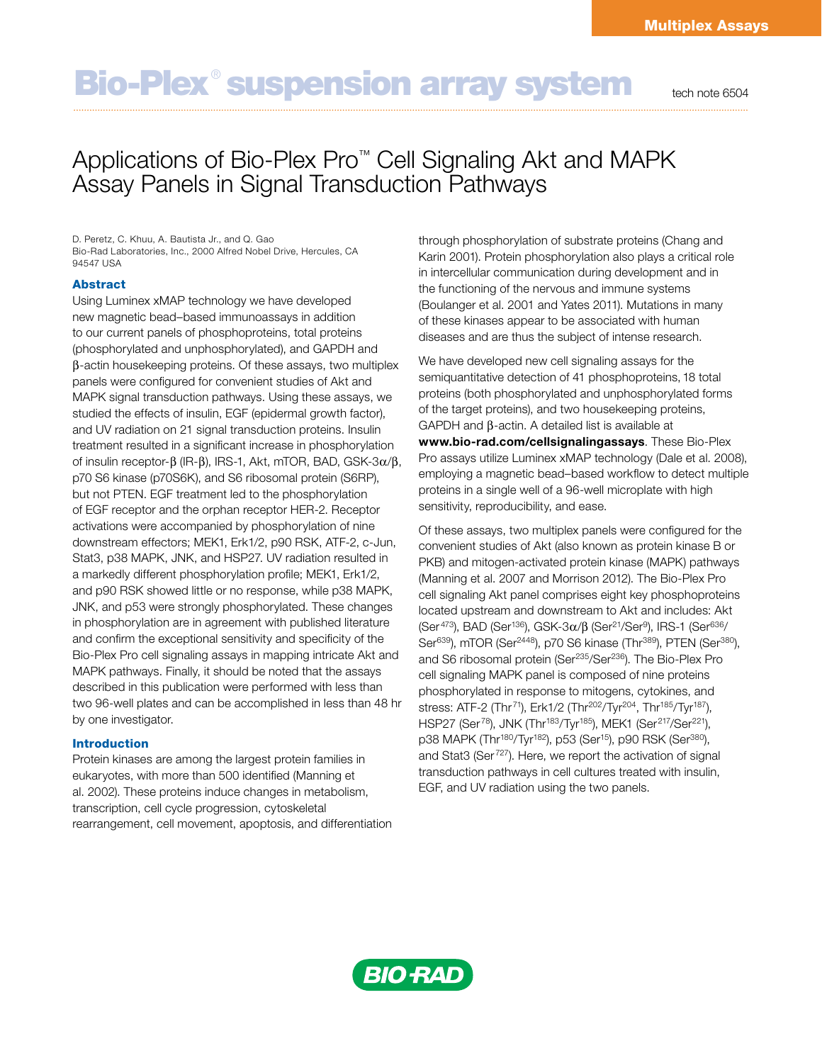Multiplex Assays

# Bio-Plex® suspension array system

tech note 6504

## Applications of Bio-Plex Pro™ Cell Signaling Akt and MAPK Assay Panels in Signal Transduction Pathways

D. Peretz, C. Khuu, A. Bautista Jr., and Q. Gao
Bio-Rad Laboratories, Inc., 2000 Alfred Nobel Drive, Hercules, CA 94547 USA

### Abstract

Using Luminex xMAP technology we have developed new magnetic bead–based immunoassays in addition to our current panels of phosphoproteins, total proteins (phosphorylated and unphosphorylated), and GAPDH and β-actin housekeeping proteins. Of these assays, two multiplex panels were configured for convenient studies of Akt and MAPK signal transduction pathways. Using these assays, we studied the effects of insulin, EGF (epidermal growth factor), and UV radiation on 21 signal transduction proteins. Insulin treatment resulted in a significant increase in phosphorylation of insulin receptor-β (IR-β), IRS-1, Akt, mTOR, BAD, GSK-3α/β, p70 S6 kinase (p70S6K), and S6 ribosomal protein (S6RP), but not PTEN. EGF treatment led to the phosphorylation of EGF receptor and the orphan receptor HER-2. Receptor activations were accompanied by phosphorylation of nine downstream effectors; MEK1, Erk1/2, p90 RSK, ATF-2, c-Jun, Stat3, p38 MAPK, JNK, and HSP27. UV radiation resulted in a markedly different phosphorylation profile; MEK1, Erk1/2, and p90 RSK showed little or no response, while p38 MAPK, JNK, and p53 were strongly phosphorylated. These changes in phosphorylation are in agreement with published literature and confirm the exceptional sensitivity and specificity of the Bio-Plex Pro cell signaling assays in mapping intricate Akt and MAPK pathways. Finally, it should be noted that the assays described in this publication were performed with less than two 96-well plates and can be accomplished in less than 48 hr by one investigator.

### Introduction

Protein kinases are among the largest protein families in eukaryotes, with more than 500 identified (Manning et al. 2002). These proteins induce changes in metabolism, transcription, cell cycle progression, cytoskeletal rearrangement, cell movement, apoptosis, and differentiation through phosphorylation of substrate proteins (Chang and Karin 2001). Protein phosphorylation also plays a critical role in intercellular communication during development and in the functioning of the nervous and immune systems (Boulanger et al. 2001 and Yates 2011). Mutations in many of these kinases appear to be associated with human diseases and are thus the subject of intense research.

We have developed new cell signaling assays for the semiquantitative detection of 41 phosphoproteins, 18 total proteins (both phosphorylated and unphosphorylated forms of the target proteins), and two housekeeping proteins, GAPDH and β-actin. A detailed list is available at **www.bio-rad.com/cellsignalingassays**. These Bio-Plex Pro assays utilize Luminex xMAP technology (Dale et al. 2008), employing a magnetic bead–based workflow to detect multiple proteins in a single well of a 96-well microplate with high sensitivity, reproducibility, and ease.

Of these assays, two multiplex panels were configured for the convenient studies of Akt (also known as protein kinase B or PKB) and mitogen-activated protein kinase (MAPK) pathways (Manning et al. 2007 and Morrison 2012). The Bio-Plex Pro cell signaling Akt panel comprises eight key phosphoproteins located upstream and downstream to Akt and includes: Akt ($Ser^{473}$), BAD ($Ser^{136}$), GSK-3α/β ($Ser^{21}/Ser^{9}$), IRS-1 ($Ser^{636}/Ser^{639}$), mTOR ($Ser^{2448}$), p70 S6 kinase ($Thr^{389}$), PTEN ($Ser^{380}$), and S6 ribosomal protein ($Ser^{235}/Ser^{236}$). The Bio-Plex Pro cell signaling MAPK panel is composed of nine proteins phosphorylated in response to mitogens, cytokines, and stress: ATF-2 ($Thr^{71}$), Erk1/2 ($Thr^{202}/Tyr^{204}$, $Thr^{185}/Tyr^{187}$), HSP27 ($Ser^{78}$), JNK ($Thr^{183}/Tyr^{185}$), MEK1 ($Ser^{217}/Ser^{221}$), p38 MAPK ($Thr^{180}/Tyr^{182}$), p53 ($Ser^{15}$), p90 RSK ($Ser^{380}$), and Stat3 ($Ser^{727}$). Here, we report the activation of signal transduction pathways in cell cultures treated with insulin, EGF, and UV radiation using the two panels.

BIO-RAD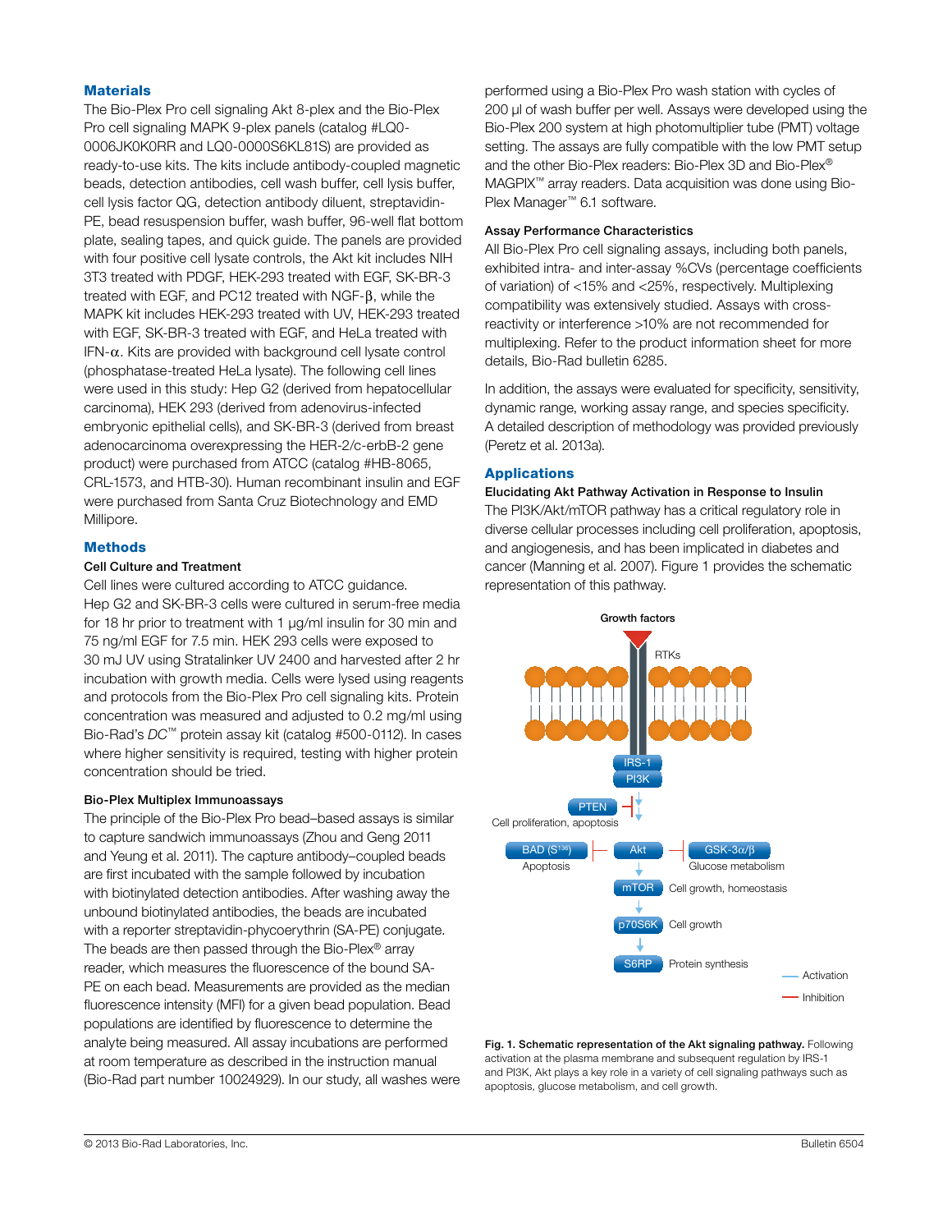## Materials

The Bio-Plex Pro cell signaling Akt 8-plex and the Bio-Plex Pro cell signaling MAPK 9-plex panels (catalog #LQ0-0006JK0K0RR and LQ0-0000S6KL81S) are provided as ready-to-use kits. The kits include antibody-coupled magnetic beads, detection antibodies, cell wash buffer, cell lysis buffer, cell lysis factor QG, detection antibody diluent, streptavidin-PE, bead resuspension buffer, wash buffer, 96-well flat bottom plate, sealing tapes, and quick guide. The panels are provided with four positive cell lysate controls, the Akt kit includes NIH 3T3 treated with PDGF, HEK-293 treated with EGF, SK-BR-3 treated with EGF, and PC12 treated with NGF-β, while the MAPK kit includes HEK-293 treated with UV, HEK-293 treated with EGF, SK-BR-3 treated with EGF, and HeLa treated with IFN-α. Kits are provided with background cell lysate control (phosphatase-treated HeLa lysate). The following cell lines were used in this study: Hep G2 (derived from hepatocellular carcinoma), HEK 293 (derived from adenovirus-infected embryonic epithelial cells), and SK-BR-3 (derived from breast adenocarcinoma overexpressing the HER-2/c-erbB-2 gene product) were purchased from ATCC (catalog #HB-8065, CRL-1573, and HTB-30). Human recombinant insulin and EGF were purchased from Santa Cruz Biotechnology and EMD Millipore.

## Methods

### Cell Culture and Treatment

Cell lines were cultured according to ATCC guidance. Hep G2 and SK-BR-3 cells were cultured in serum-free media for 18 hr prior to treatment with 1 µg/ml insulin for 30 min and 75 ng/ml EGF for 7.5 min. HEK 293 cells were exposed to 30 mJ UV using Stratalinker UV 2400 and harvested after 2 hr incubation with growth media. Cells were lysed using reagents and protocols from the Bio-Plex Pro cell signaling kits. Protein concentration was measured and adjusted to 0.2 mg/ml using Bio-Rad's *DC*™ protein assay kit (catalog #500-0112). In cases where higher sensitivity is required, testing with higher protein concentration should be tried.

### Bio-Plex Multiplex Immunoassays

The principle of the Bio-Plex Pro bead–based assays is similar to capture sandwich immunoassays (Zhou and Geng 2011 and Yeung et al. 2011). The capture antibody–coupled beads are first incubated with the sample followed by incubation with biotinylated detection antibodies. After washing away the unbound biotinylated antibodies, the beads are incubated with a reporter streptavidin-phycoerythrin (SA-PE) conjugate. The beads are then passed through the Bio-Plex® array reader, which measures the fluorescence of the bound SA-PE on each bead. Measurements are provided as the median fluorescence intensity (MFI) for a given bead population. Bead populations are identified by fluorescence to determine the analyte being measured. All assay incubations are performed at room temperature as described in the instruction manual (Bio-Rad part number 10024929). In our study, all washes were performed using a Bio-Plex Pro wash station with cycles of 200 µl of wash buffer per well. Assays were developed using the Bio-Plex 200 system at high photomultiplier tube (PMT) voltage setting. The assays are fully compatible with the low PMT setup and the other Bio-Plex readers: Bio-Plex 3D and Bio-Plex® MAGPIX™ array readers. Data acquisition was done using Bio-Plex Manager™ 6.1 software.

### Assay Performance Characteristics

All Bio-Plex Pro cell signaling assays, including both panels, exhibited intra- and inter-assay %CVs (percentage coefficients of variation) of <15% and <25%, respectively. Multiplexing compatibility was extensively studied. Assays with cross-reactivity or interference >10% are not recommended for multiplexing. Refer to the product information sheet for more details, Bio-Rad bulletin 6285.

In addition, the assays were evaluated for specificity, sensitivity, dynamic range, working assay range, and species specificity. A detailed description of methodology was provided previously (Peretz et al. 2013a).

## Applications

### Elucidating Akt Pathway Activation in Response to Insulin

The PI3K/Akt/mTOR pathway has a critical regulatory role in diverse cellular processes including cell proliferation, apoptosis, and angiogenesis, and has been implicated in diabetes and cancer (Manning et al. 2007). Figure 1 provides the schematic representation of this pathway.

**Fig. 1. Schematic representation of the Akt signaling pathway.** Following activation at the plasma membrane and subsequent regulation by IRS-1 and PI3K, Akt plays a key role in a variety of cell signaling pathways such as apoptosis, glucose metabolism, and cell growth.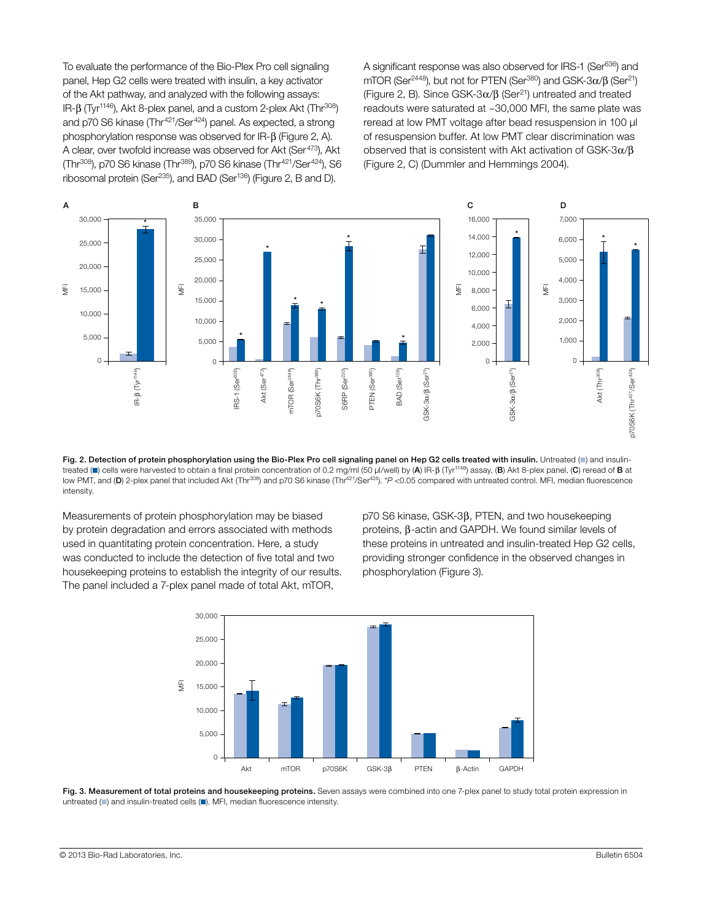To evaluate the performance of the Bio-Plex Pro cell signaling panel, Hep G2 cells were treated with insulin, a key activator of the Akt pathway, and analyzed with the following assays: IR-β (Tyr$^{1146}$), Akt 8-plex panel, and a custom 2-plex Akt (Thr$^{308}$) and p70 S6 kinase (Thr$^{421}$/Ser$^{424}$) panel. As expected, a strong phosphorylation response was observed for IR-β (Figure 2, A). A clear, over twofold increase was observed for Akt (Ser$^{473}$), Akt (Thr$^{308}$), p70 S6 kinase (Thr$^{389}$), p70 S6 kinase (Thr$^{421}$/Ser$^{424}$), S6 ribosomal protein (Ser$^{235}$), and BAD (Ser$^{136}$) (Figure 2, B and D).

A significant response was also observed for IRS-1 (Ser$^{636}$) and mTOR (Ser$^{2448}$), but not for PTEN (Ser$^{380}$) and GSK-3α/β (Ser$^{21}$) (Figure 2, B). Since GSK-3α/β (Ser$^{21}$) untreated and treated readouts were saturated at ~30,000 MFI, the same plate was reread at low PMT voltage after bead resuspension in 100 µl of resuspension buffer. At low PMT clear discrimination was observed that is consistent with Akt activation of GSK-3α/β (Figure 2, C) (Dummler and Hemmings 2004).

**Fig. 2. Detection of protein phosphorylation using the Bio-Plex Pro cell signaling panel on Hep G2 cells treated with insulin.** Untreated (■) and insulin-treated (■) cells were harvested to obtain a final protein concentration of 0.2 mg/ml (50 µl/well) by (**A**) IR-β (Tyr$^{1146}$) assay, (**B**) Akt 8-plex panel, (**C**) reread of **B** at low PMT, and (**D**) 2-plex panel that included Akt (Thr$^{308}$) and p70 S6 kinase (Thr$^{421}$/Ser$^{424}$). *$P < 0.05$ compared with untreated control. MFI, median fluorescence intensity.

Measurements of protein phosphorylation may be biased by protein degradation and errors associated with methods used in quantitating protein concentration. Here, a study was conducted to include the detection of five total and two housekeeping proteins to establish the integrity of our results. The panel included a 7-plex panel made of total Akt, mTOR, p70 S6 kinase, GSK-3β, PTEN, and two housekeeping proteins, β-actin and GAPDH. We found similar levels of these proteins in untreated and insulin-treated Hep G2 cells, providing stronger confidence in the observed changes in phosphorylation (Figure 3).

**Fig. 3. Measurement of total proteins and housekeeping proteins.** Seven assays were combined into one 7-plex panel to study total protein expression in untreated (■) and insulin-treated cells (■). MFI, median fluorescence intensity.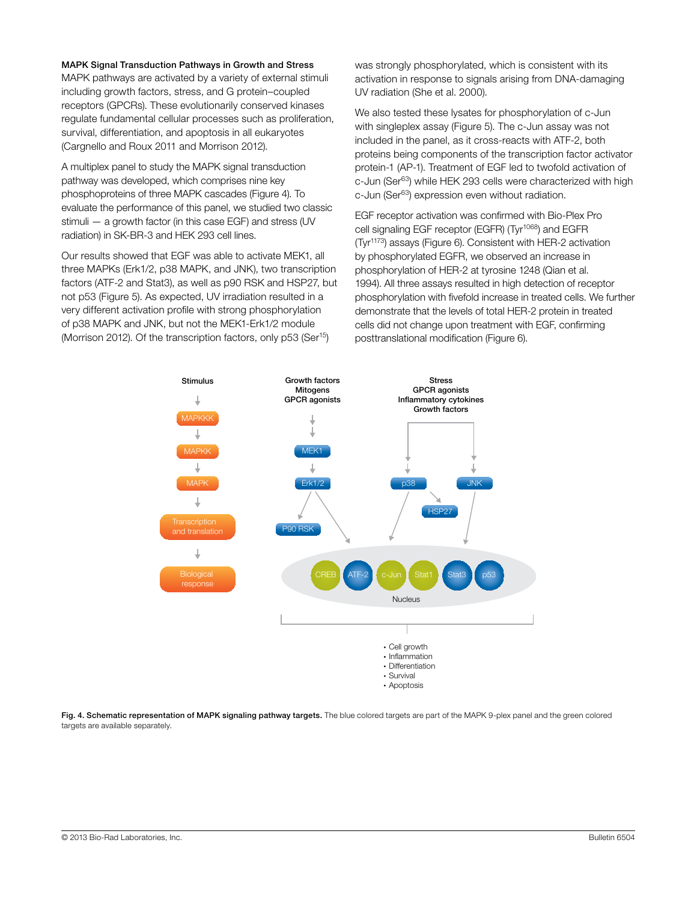**MAPK Signal Transduction Pathways in Growth and Stress**

MAPK pathways are activated by a variety of external stimuli including growth factors, stress, and G protein–coupled receptors (GPCRs). These evolutionarily conserved kinases regulate fundamental cellular processes such as proliferation, survival, differentiation, and apoptosis in all eukaryotes (Cargnello and Roux 2011 and Morrison 2012).

A multiplex panel to study the MAPK signal transduction pathway was developed, which comprises nine key phosphoproteins of three MAPK cascades (Figure 4). To evaluate the performance of this panel, we studied two classic stimuli — a growth factor (in this case EGF) and stress (UV radiation) in SK-BR-3 and HEK 293 cell lines.

Our results showed that EGF was able to activate MEK1, all three MAPKs (Erk1/2, p38 MAPK, and JNK), two transcription factors (ATF-2 and Stat3), as well as p90 RSK and HSP27, but not p53 (Figure 5). As expected, UV irradiation resulted in a very different activation profile with strong phosphorylation of p38 MAPK and JNK, but not the MEK1-Erk1/2 module (Morrison 2012). Of the transcription factors, only p53 ($Ser^{15}$) was strongly phosphorylated, which is consistent with its activation in response to signals arising from DNA-damaging UV radiation (She et al. 2000).

We also tested these lysates for phosphorylation of c-Jun with singleplex assay (Figure 5). The c-Jun assay was not included in the panel, as it cross-reacts with ATF-2, both proteins being components of the transcription factor activator protein-1 (AP-1). Treatment of EGF led to twofold activation of c-Jun ($Ser^{63}$) while HEK 293 cells were characterized with high c-Jun ($Ser^{63}$) expression even without radiation.

EGF receptor activation was confirmed with Bio-Plex Pro cell signaling EGF receptor (EGFR) ($Tyr^{1068}$) and EGFR ($Tyr^{1173}$) assays (Figure 6). Consistent with HER-2 activation by phosphorylated EGFR, we observed an increase in phosphorylation of HER-2 at tyrosine 1248 (Qian et al. 1994). All three assays resulted in high detection of receptor phosphorylation with fivefold increase in treated cells. We further demonstrate that the levels of total HER-2 protein in treated cells did not change upon treatment with EGF, confirming posttranslational modification (Figure 6).

**Fig. 4. Schematic representation of MAPK signaling pathway targets.** The blue colored targets are part of the MAPK 9-plex panel and the green colored targets are available separately.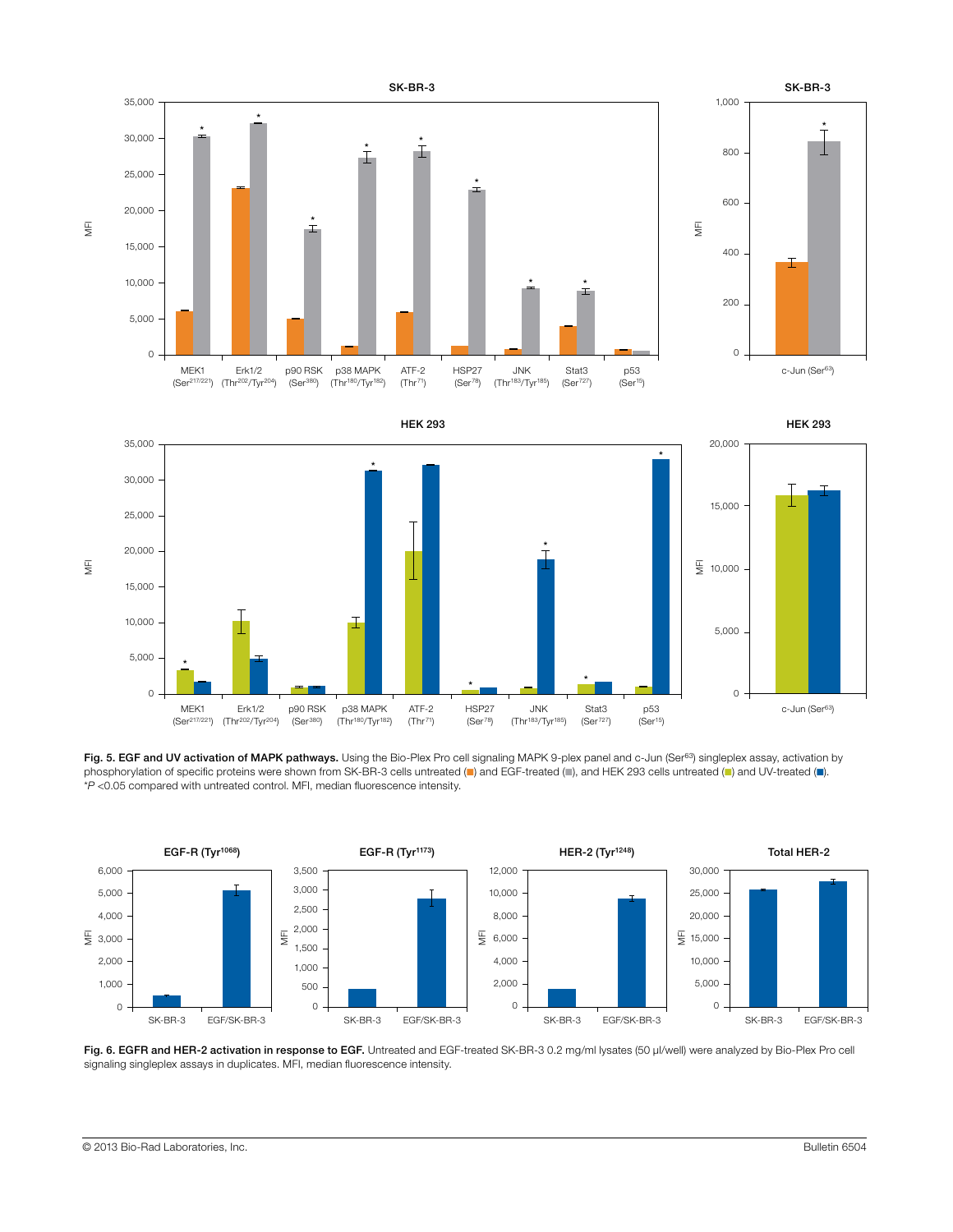**Fig. 5. EGF and UV activation of MAPK pathways.** Using the Bio-Plex Pro cell signaling MAPK 9-plex panel and c-Jun (Ser[63]) singleplex assay, activation by phosphorylation of specific proteins were shown from SK-BR-3 cells untreated (■) and EGF-treated (■), and HEK 293 cells untreated (■) and UV-treated (■). *$P < 0.05$ compared with untreated control. MFI, median fluorescence intensity.

**Fig. 6. EGFR and HER-2 activation in response to EGF.** Untreated and EGF-treated SK-BR-3 0.2 mg/ml lysates (50 µl/well) were analyzed by Bio-Plex Pro cell signaling singleplex assays in duplicates. MFI, median fluorescence intensity.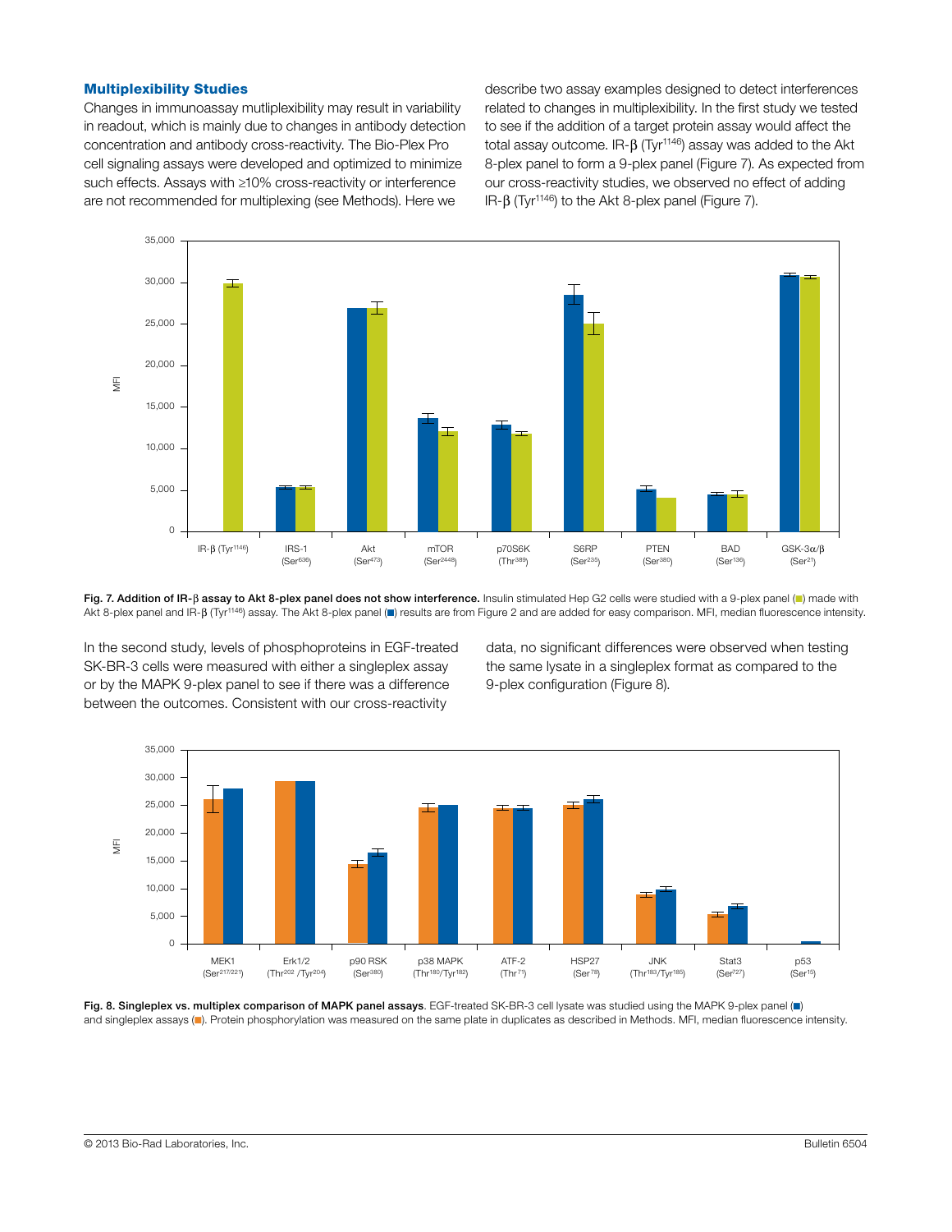### Multiplexibility Studies

Changes in immunoassay mutliplexibility may result in variability in readout, which is mainly due to changes in antibody detection concentration and antibody cross-reactivity. The Bio-Plex Pro cell signaling assays were developed and optimized to minimize such effects. Assays with ≥10% cross-reactivity or interference are not recommended for multiplexing (see Methods). Here we describe two assay examples designed to detect interferences related to changes in multiplexibility. In the first study we tested to see if the addition of a target protein assay would affect the total assay outcome. IR-β (Tyr[1146]) assay was added to the Akt 8-plex panel to form a 9-plex panel (Figure 7). As expected from our cross-reactivity studies, we observed no effect of adding IR-β (Tyr[1146]) to the Akt 8-plex panel (Figure 7).

**Fig. 7. Addition of IR-β assay to Akt 8-plex panel does not show interference.** Insulin stimulated Hep G2 cells were studied with a 9-plex panel (■) made with Akt 8-plex panel and IR-β (Tyr[1146]) assay. The Akt 8-plex panel (■) results are from Figure 2 and are added for easy comparison. MFI, median fluorescence intensity.

In the second study, levels of phosphoproteins in EGF-treated SK-BR-3 cells were measured with either a singleplex assay or by the MAPK 9-plex panel to see if there was a difference between the outcomes. Consistent with our cross-reactivity data, no significant differences were observed when testing the same lysate in a singleplex format as compared to the 9-plex configuration (Figure 8).

**Fig. 8. Singleplex vs. multiplex comparison of MAPK panel assays**. EGF-treated SK-BR-3 cell lysate was studied using the MAPK 9-plex panel (■) and singleplex assays (■). Protein phosphorylation was measured on the same plate in duplicates as described in Methods. MFI, median fluorescence intensity.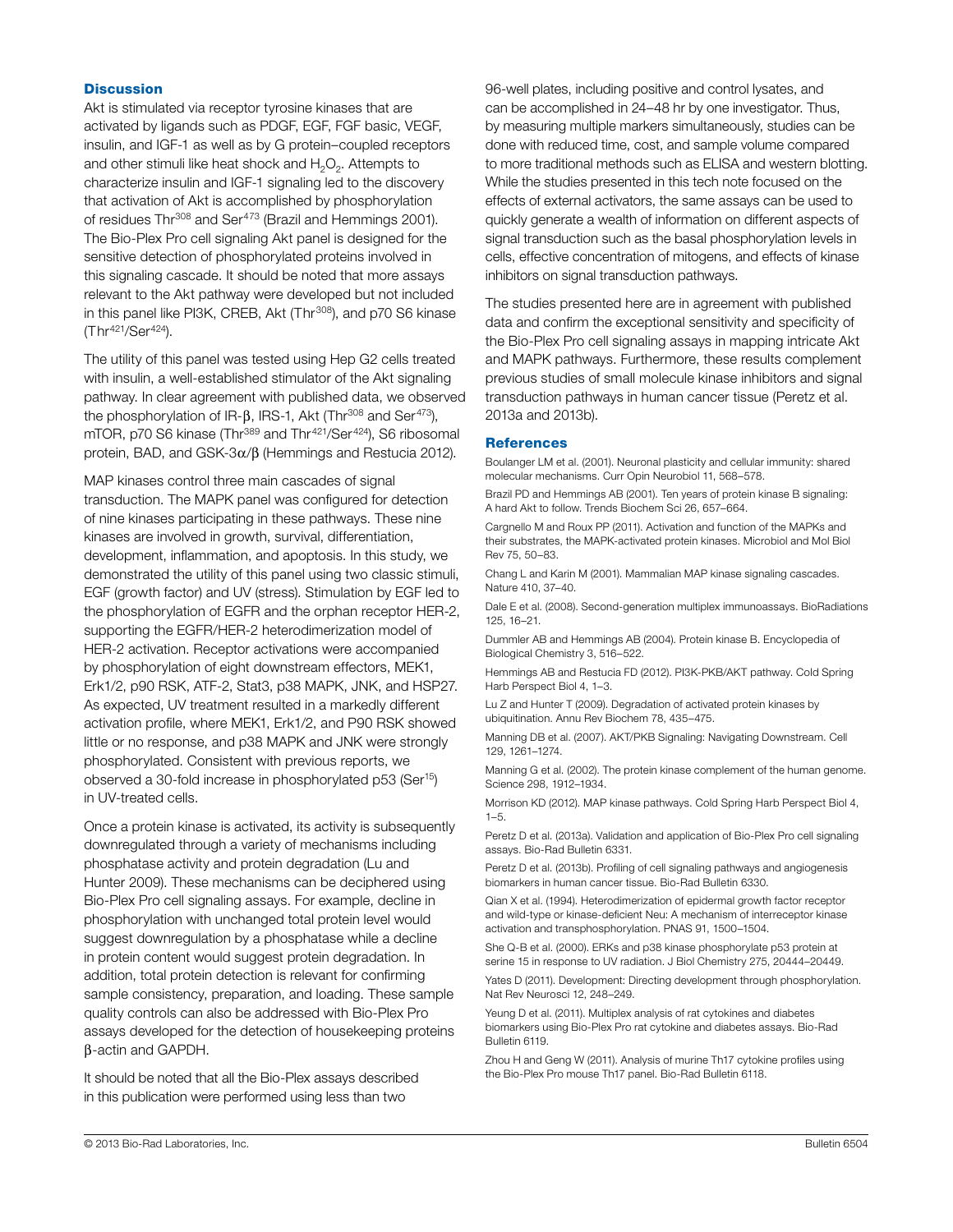## Discussion

Akt is stimulated via receptor tyrosine kinases that are activated by ligands such as PDGF, EGF, FGF basic, VEGF, insulin, and IGF-1 as well as by G protein–coupled receptors and other stimuli like heat shock and $H_2O_2$. Attempts to characterize insulin and IGF-1 signaling led to the discovery that activation of Akt is accomplished by phosphorylation of residues $Thr^{308}$ and $Ser^{473}$ (Brazil and Hemmings 2001). The Bio-Plex Pro cell signaling Akt panel is designed for the sensitive detection of phosphorylated proteins involved in this signaling cascade. It should be noted that more assays relevant to the Akt pathway were developed but not included in this panel like PI3K, CREB, Akt ($Thr^{308}$), and p70 S6 kinase ($Thr^{421}$/$Ser^{424}$).

The utility of this panel was tested using Hep G2 cells treated with insulin, a well-established stimulator of the Akt signaling pathway. In clear agreement with published data, we observed the phosphorylation of IR-β, IRS-1, Akt ($Thr^{308}$ and $Ser^{473}$), mTOR, p70 S6 kinase ($Thr^{389}$ and $Thr^{421}$/$Ser^{424}$), S6 ribosomal protein, BAD, and GSK-3α/β (Hemmings and Restucia 2012).

MAP kinases control three main cascades of signal transduction. The MAPK panel was configured for detection of nine kinases participating in these pathways. These nine kinases are involved in growth, survival, differentiation, development, inflammation, and apoptosis. In this study, we demonstrated the utility of this panel using two classic stimuli, EGF (growth factor) and UV (stress). Stimulation by EGF led to the phosphorylation of EGFR and the orphan receptor HER-2, supporting the EGFR/HER-2 heterodimerization model of HER-2 activation. Receptor activations were accompanied by phosphorylation of eight downstream effectors, MEK1, Erk1/2, p90 RSK, ATF-2, Stat3, p38 MAPK, JNK, and HSP27. As expected, UV treatment resulted in a markedly different activation profile, where MEK1, Erk1/2, and P90 RSK showed little or no response, and p38 MAPK and JNK were strongly phosphorylated. Consistent with previous reports, we observed a 30-fold increase in phosphorylated p53 ($Ser^{15}$) in UV-treated cells.

Once a protein kinase is activated, its activity is subsequently downregulated through a variety of mechanisms including phosphatase activity and protein degradation (Lu and Hunter 2009). These mechanisms can be deciphered using Bio-Plex Pro cell signaling assays. For example, decline in phosphorylation with unchanged total protein level would suggest downregulation by a phosphatase while a decline in protein content would suggest protein degradation. In addition, total protein detection is relevant for confirming sample consistency, preparation, and loading. These sample quality controls can also be addressed with Bio-Plex Pro assays developed for the detection of housekeeping proteins β-actin and GAPDH.

It should be noted that all the Bio-Plex assays described in this publication were performed using less than two 96-well plates, including positive and control lysates, and can be accomplished in 24–48 hr by one investigator. Thus, by measuring multiple markers simultaneously, studies can be done with reduced time, cost, and sample volume compared to more traditional methods such as ELISA and western blotting. While the studies presented in this tech note focused on the effects of external activators, the same assays can be used to quickly generate a wealth of information on different aspects of signal transduction such as the basal phosphorylation levels in cells, effective concentration of mitogens, and effects of kinase inhibitors on signal transduction pathways.

The studies presented here are in agreement with published data and confirm the exceptional sensitivity and specificity of the Bio-Plex Pro cell signaling assays in mapping intricate Akt and MAPK pathways. Furthermore, these results complement previous studies of small molecule kinase inhibitors and signal transduction pathways in human cancer tissue (Peretz et al. 2013a and 2013b).

## References

Boulanger LM et al. (2001). Neuronal plasticity and cellular immunity: shared molecular mechanisms. Curr Opin Neurobiol 11, 568–578.

Brazil PD and Hemmings AB (2001). Ten years of protein kinase B signaling: A hard Akt to follow. Trends Biochem Sci 26, 657–664.

Cargnello M and Roux PP (2011). Activation and function of the MAPKs and their substrates, the MAPK-activated protein kinases. Microbiol and Mol Biol Rev 75, 50–83.

Chang L and Karin M (2001). Mammalian MAP kinase signaling cascades. Nature 410, 37–40.

Dale E et al. (2008). Second-generation multiplex immunoassays. BioRadiations 125, 16–21.

Dummler AB and Hemmings AB (2004). Protein kinase B. Encyclopedia of Biological Chemistry 3, 516–522.

Hemmings AB and Restucia FD (2012). PI3K-PKB/AKT pathway. Cold Spring Harb Perspect Biol 4, 1–3.

Lu Z and Hunter T (2009). Degradation of activated protein kinases by ubiquitination. Annu Rev Biochem 78, 435–475.

Manning DB et al. (2007). AKT/PKB Signaling: Navigating Downstream. Cell 129, 1261–1274.

Manning G et al. (2002). The protein kinase complement of the human genome. Science 298, 1912–1934.

Morrison KD (2012). MAP kinase pathways. Cold Spring Harb Perspect Biol 4, 1–5.

Peretz D et al. (2013a). Validation and application of Bio-Plex Pro cell signaling assays. Bio-Rad Bulletin 6331.

Peretz D et al. (2013b). Profiling of cell signaling pathways and angiogenesis biomarkers in human cancer tissue. Bio-Rad Bulletin 6330.

Qian X et al. (1994). Heterodimerization of epidermal growth factor receptor and wild-type or kinase-deficient Neu: A mechanism of interreceptor kinase activation and transphosphorylation. PNAS 91, 1500–1504.

She Q-B et al. (2000). ERKs and p38 kinase phosphorylate p53 protein at serine 15 in response to UV radiation. J Biol Chemistry 275, 20444–20449.

Yates D (2011). Development: Directing development through phosphorylation. Nat Rev Neurosci 12, 248–249.

Yeung D et al. (2011). Multiplex analysis of rat cytokines and diabetes biomarkers using Bio-Plex Pro rat cytokine and diabetes assays. Bio-Rad Bulletin 6119.

Zhou H and Geng W (2011). Analysis of murine Th17 cytokine profiles using the Bio-Plex Pro mouse Th17 panel. Bio-Rad Bulletin 6118.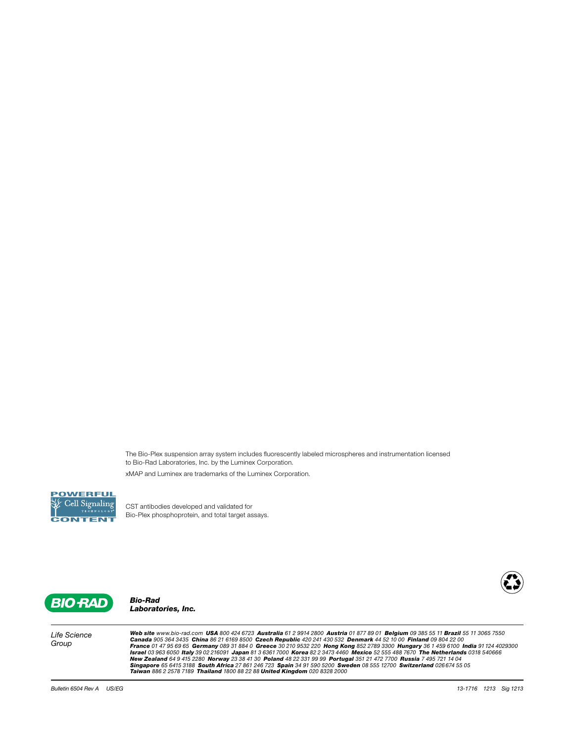The Bio-Plex suspension array system includes fluorescently labeled microspheres and instrumentation licensed to Bio-Rad Laboratories, Inc. by the Luminex Corporation.

xMAP and Luminex are trademarks of the Luminex Corporation.

POWERFUL Cell Signaling TECHNOLOGY CONTENT

CST antibodies developed and validated for Bio-Plex phosphoprotein, and total target assays.

BIO-RAD

***Bio-Rad Laboratories, Inc.***

*Life Science Group*

***Web site*** *www.bio-rad.com* ***USA*** *800 424 6723* ***Australia*** *61 2 9914 2800* ***Austria*** *01 877 89 01* ***Belgium*** *09 385 55 11* ***Brazil*** *55 11 3065 7550* ***Canada*** *905 364 3435* ***China*** *86 21 6169 8500* ***Czech Republic*** *420 241 430 532* ***Denmark*** *44 52 10 00* ***Finland*** *09 804 22 00* ***France*** *01 47 95 69 65* ***Germany*** *089 31 884 0* ***Greece*** *30 210 9532 220* ***Hong Kong*** *852 2789 3300* ***Hungary*** *36 1 459 6100* ***India*** *91 124 4029300* ***Israel*** *03 963 6050* ***Italy*** *39 02 216091* ***Japan*** *81 3 6361 7000* ***Korea*** *82 2 3473 4460* ***Mexico*** *52 555 488 7670* ***The Netherlands*** *0318 540666* ***New Zealand*** *64 9 415 2280* ***Norway*** *23 38 41 30* ***Poland*** *48 22 331 99 99* ***Portugal*** *351 21 472 7700* ***Russia*** *7 495 721 14 04* ***Singapore*** *65 6415 3188* ***South Africa*** *27 861 246 723* ***Spain*** *34 91 590 5200* ***Sweden*** *08 555 12700* ***Switzerland*** *026 674 55 05* ***Taiwan*** *886 2 2578 7189* ***Thailand*** *1800 88 22 88* ***United Kingdom*** *020 8328 2000*

*Bulletin 6504 Rev A US/EG* *13-1716 1213 Sig 1213*